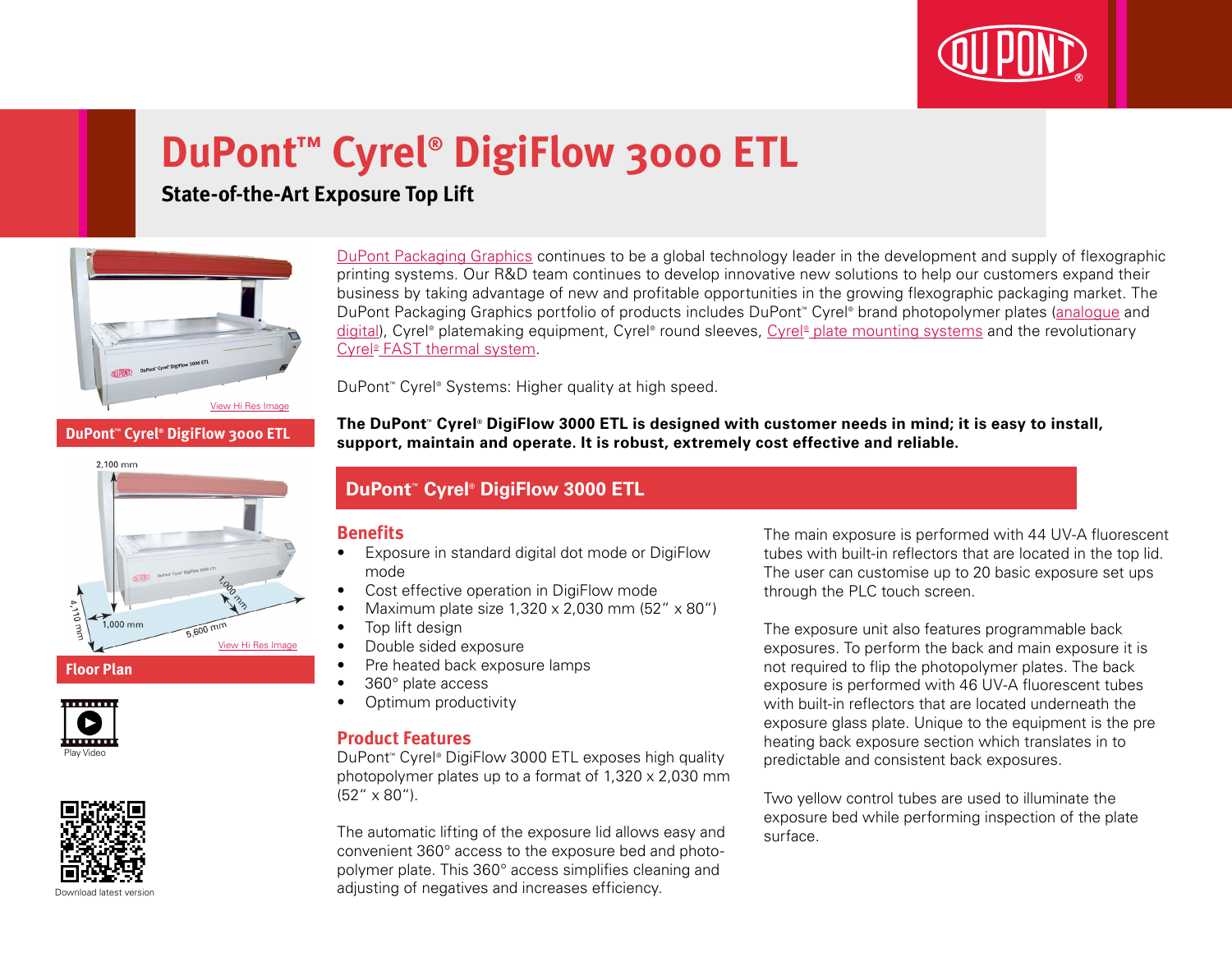# DuPont™ Cyrel® DigiFlow 3000 ETL

## State-of-the-Art Exposure Top Lift

View Hi Res Image

**DuPont™ Cyrel® DigiFlow 3000 ETL**

2,100 mm

4,110 mm

1,000 mm

1,000 mm

5,600 mm

View Hi Res Image

**Floor Plan**

Play Video

Download latest version

DuPont Packaging Graphics continues to be a global technology leader in the development and supply of flexographic printing systems. Our R&D team continues to develop innovative new solutions to help our customers expand their business by taking advantage of new and profitable opportunities in the growing flexographic packaging market. The DuPont Packaging Graphics portfolio of products includes DuPont™ Cyrel® brand photopolymer plates (analogue and digital), Cyrel® platemaking equipment, Cyrel® round sleeves, Cyrel® plate mounting systems and the revolutionary Cyrel® FAST thermal system.

DuPont™ Cyrel® Systems: Higher quality at high speed.

**The DuPont™ Cyrel® DigiFlow 3000 ETL is designed with customer needs in mind; it is easy to install, support, maintain and operate. It is robust, extremely cost effective and reliable.**

## DuPont™ Cyrel® DigiFlow 3000 ETL

### Benefits

- Exposure in standard digital dot mode or DigiFlow mode
- Cost effective operation in DigiFlow mode
- Maximum plate size 1,320 x 2,030 mm (52" x 80")
- Top lift design
- Double sided exposure
- Pre heated back exposure lamps
- 360° plate access
- Optimum productivity

### Product Features

DuPont™ Cyrel® DigiFlow 3000 ETL exposes high quality photopolymer plates up to a format of 1,320 x 2,030 mm (52" x 80").

The automatic lifting of the exposure lid allows easy and convenient 360° access to the exposure bed and photopolymer plate. This 360° access simplifies cleaning and adjusting of negatives and increases efficiency.

The main exposure is performed with 44 UV-A fluorescent tubes with built-in reflectors that are located in the top lid. The user can customise up to 20 basic exposure set ups through the PLC touch screen.

The exposure unit also features programmable back exposures. To perform the back and main exposure it is not required to flip the photopolymer plates. The back exposure is performed with 46 UV-A fluorescent tubes with built-in reflectors that are located underneath the exposure glass plate. Unique to the equipment is the pre heating back exposure section which translates in to predictable and consistent back exposures.

Two yellow control tubes are used to illuminate the exposure bed while performing inspection of the plate surface.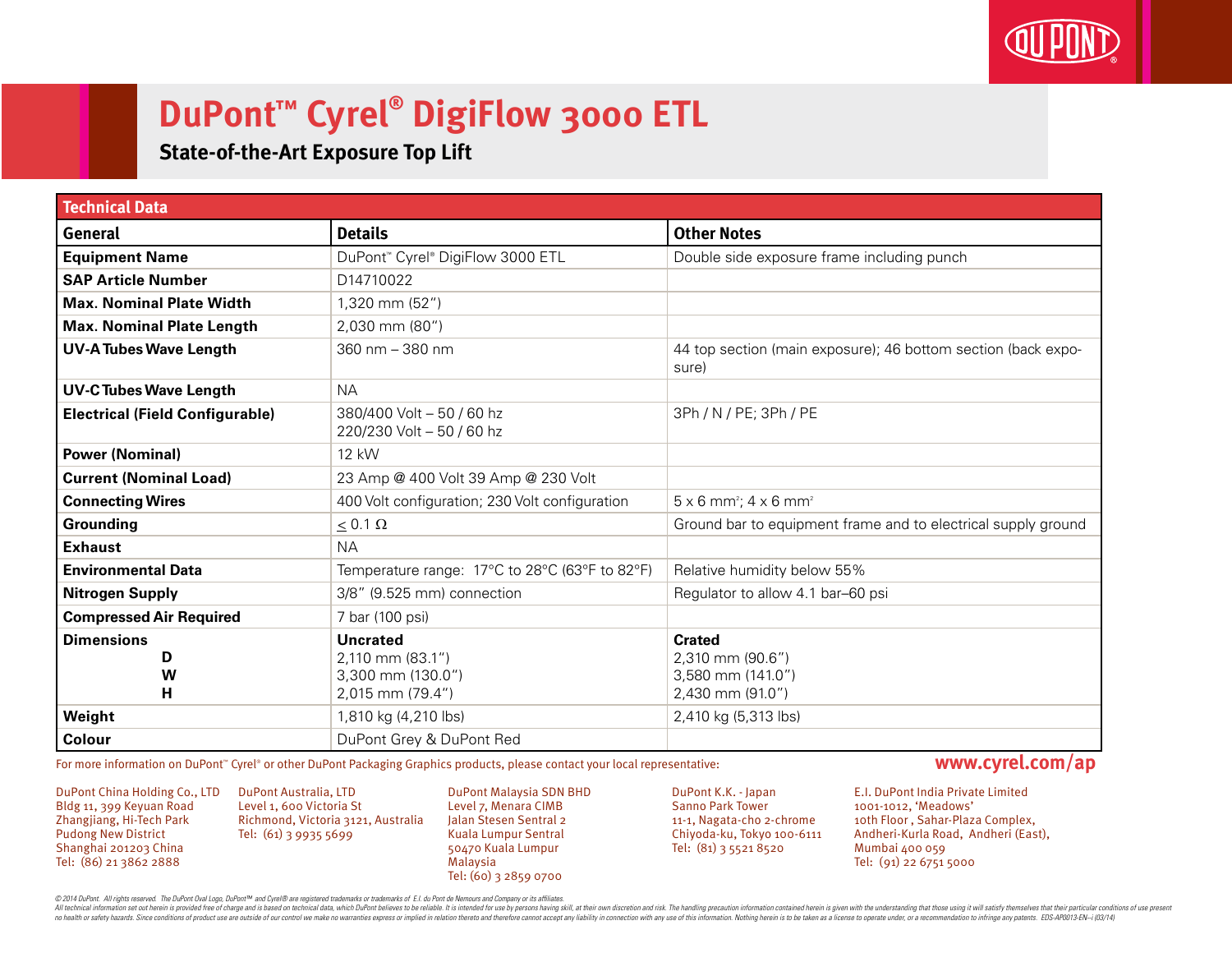# DuPont™ Cyrel® DigiFlow 3000 ETL

## State-of-the-Art Exposure Top Lift

| Technical Data | | |
|---|---|---|
| **General** | **Details** | **Other Notes** |
| **Equipment Name** | DuPont™ Cyrel® DigiFlow 3000 ETL | Double side exposure frame including punch |
| **SAP Article Number** | D14710022 | |
| **Max. Nominal Plate Width** | 1,320 mm (52") | |
| **Max. Nominal Plate Length** | 2,030 mm (80") | |
| **UV-A Tubes Wave Length** | 360 nm – 380 nm | 44 top section (main exposure); 46 bottom section (back exposure) |
| **UV-C Tubes Wave Length** | NA | |
| **Electrical (Field Configurable)** | 380/400 Volt – 50 / 60 hz<br>220/230 Volt – 50 / 60 hz | 3Ph / N / PE; 3Ph / PE |
| **Power (Nominal)** | 12 kW | |
| **Current (Nominal Load)** | 23 Amp @ 400 Volt 39 Amp @ 230 Volt | |
| **Connecting Wires** | 400 Volt configuration; 230 Volt configuration | 5 x 6 $mm^2$; 4 x 6 $mm^2$ |
| **Grounding** | $\leq$ 0.1 Ω | Ground bar to equipment frame and to electrical supply ground |
| **Exhaust** | NA | |
| **Environmental Data** | Temperature range: 17°C to 28°C (63°F to 82°F) | Relative humidity below 55% |
| **Nitrogen Supply** | 3/8" (9.525 mm) connection | Regulator to allow 4.1 bar–60 psi |
| **Compressed Air Required** | 7 bar (100 psi) | |
| **Dimensions** | **Uncrated** | **Crated** |
| D | 2,110 mm (83.1") | 2,310 mm (90.6") |
| W | 3,300 mm (130.0") | 3,580 mm (141.0") |
| H | 2,015 mm (79.4") | 2,430 mm (91.0") |
| **Weight** | 1,810 kg (4,210 lbs) | 2,410 kg (5,313 lbs) |
| **Colour** | DuPont Grey & DuPont Red | |

For more information on DuPont™ Cyrel® or other DuPont Packaging Graphics products, please contact your local representative:

**www.cyrel.com/ap**

DuPont China Holding Co., LTD
Bldg 11, 399 Keyuan Road
Zhangjiang, Hi-Tech Park
Pudong New District
Shanghai 201203 China
Tel: (86) 21 3862 2888

DuPont Australia, LTD
Level 1, 600 Victoria St
Richmond, Victoria 3121, Australia
Tel: (61) 3 9935 5699

DuPont Malaysia SDN BHD
Level 7, Menara CIMB
Jalan Stesen Sentral 2
Kuala Lumpur Sentral
50470 Kuala Lumpur
Malaysia
Tel: (60) 3 2859 0700

DuPont K.K. - Japan
Sanno Park Tower
11-1, Nagata-cho 2-chrome
Chiyoda-ku, Tokyo 100-6111
Tel: (81) 3 5521 8520

E.I. DuPont India Private Limited
1001-1012, 'Meadows'
10th Floor , Sahar-Plaza Complex,
Andheri-Kurla Road, Andheri (East),
Mumbai 400 059
Tel: (91) 22 6751 5000

*© 2014 DuPont. All rights reserved. The DuPont Oval Logo, DuPont™ and Cyrel® are registered trademarks or trademarks of E.I. du Pont de Nemours and Company or its affiliates.*
*All technical information set out herein is provided free of charge and is based on technical data, which DuPont believes to be reliable. It is intended for use by persons having skill, at their own discretion and risk. The handling precaution information contained herein is given with the understanding that those using it will satisfy themselves that their particular conditions of use present no health or safety hazards. Since conditions of product use are outside of our control we make no warranties express or implied in relation thereto and therefore cannot accept any liability in connection with any use of this information. Nothing herein is to be taken as a license to operate under, or a recommendation to infringe any patents. EDS-AP0013-EN--i (03/14)*